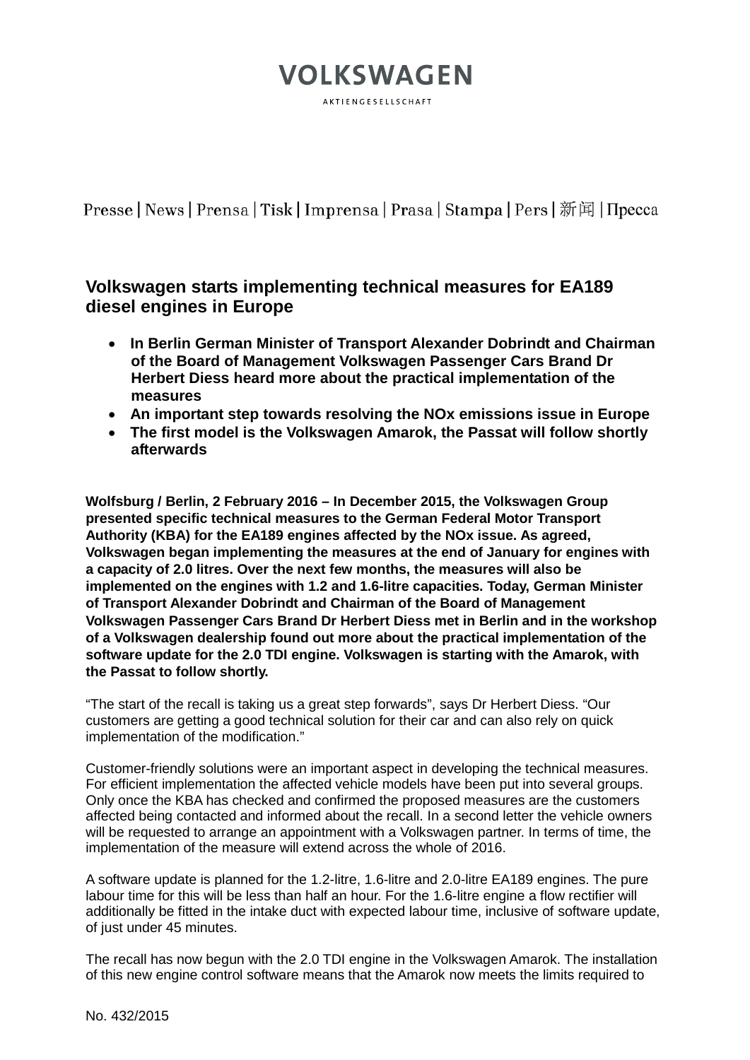# VOLKSWAGEN

AKTIENGESELLSCHAFT

Presse | News | Prensa | Tisk | Imprensa | Prasa | Stampa | Pers | 新闻 | Пресса

## Volkswagen starts implementing technical measures for EA189 diesel engines in Europe

- **In Berlin German Minister of Transport Alexander Dobrindt and Chairman of the Board of Management Volkswagen Passenger Cars Brand Dr Herbert Diess heard more about the practical implementation of the measures**
- **An important step towards resolving the NOx emissions issue in Europe**
- **The first model is the Volkswagen Amarok, the Passat will follow shortly afterwards**

**Wolfsburg / Berlin, 2 February 2016 – In December 2015, the Volkswagen Group presented specific technical measures to the German Federal Motor Transport Authority (KBA) for the EA189 engines affected by the NOx issue. As agreed, Volkswagen began implementing the measures at the end of January for engines with a capacity of 2.0 litres. Over the next few months, the measures will also be implemented on the engines with 1.2 and 1.6-litre capacities. Today, German Minister of Transport Alexander Dobrindt and Chairman of the Board of Management Volkswagen Passenger Cars Brand Dr Herbert Diess met in Berlin and in the workshop of a Volkswagen dealership found out more about the practical implementation of the software update for the 2.0 TDI engine. Volkswagen is starting with the Amarok, with the Passat to follow shortly.**

“The start of the recall is taking us a great step forwards”, says Dr Herbert Diess. “Our customers are getting a good technical solution for their car and can also rely on quick implementation of the modification.”

Customer-friendly solutions were an important aspect in developing the technical measures. For efficient implementation the affected vehicle models have been put into several groups. Only once the KBA has checked and confirmed the proposed measures are the customers affected being contacted and informed about the recall. In a second letter the vehicle owners will be requested to arrange an appointment with a Volkswagen partner. In terms of time, the implementation of the measure will extend across the whole of 2016.

A software update is planned for the 1.2-litre, 1.6-litre and 2.0-litre EA189 engines. The pure labour time for this will be less than half an hour. For the 1.6-litre engine a flow rectifier will additionally be fitted in the intake duct with expected labour time, inclusive of software update, of just under 45 minutes.

The recall has now begun with the 2.0 TDI engine in the Volkswagen Amarok. The installation of this new engine control software means that the Amarok now meets the limits required to

No. 432/2015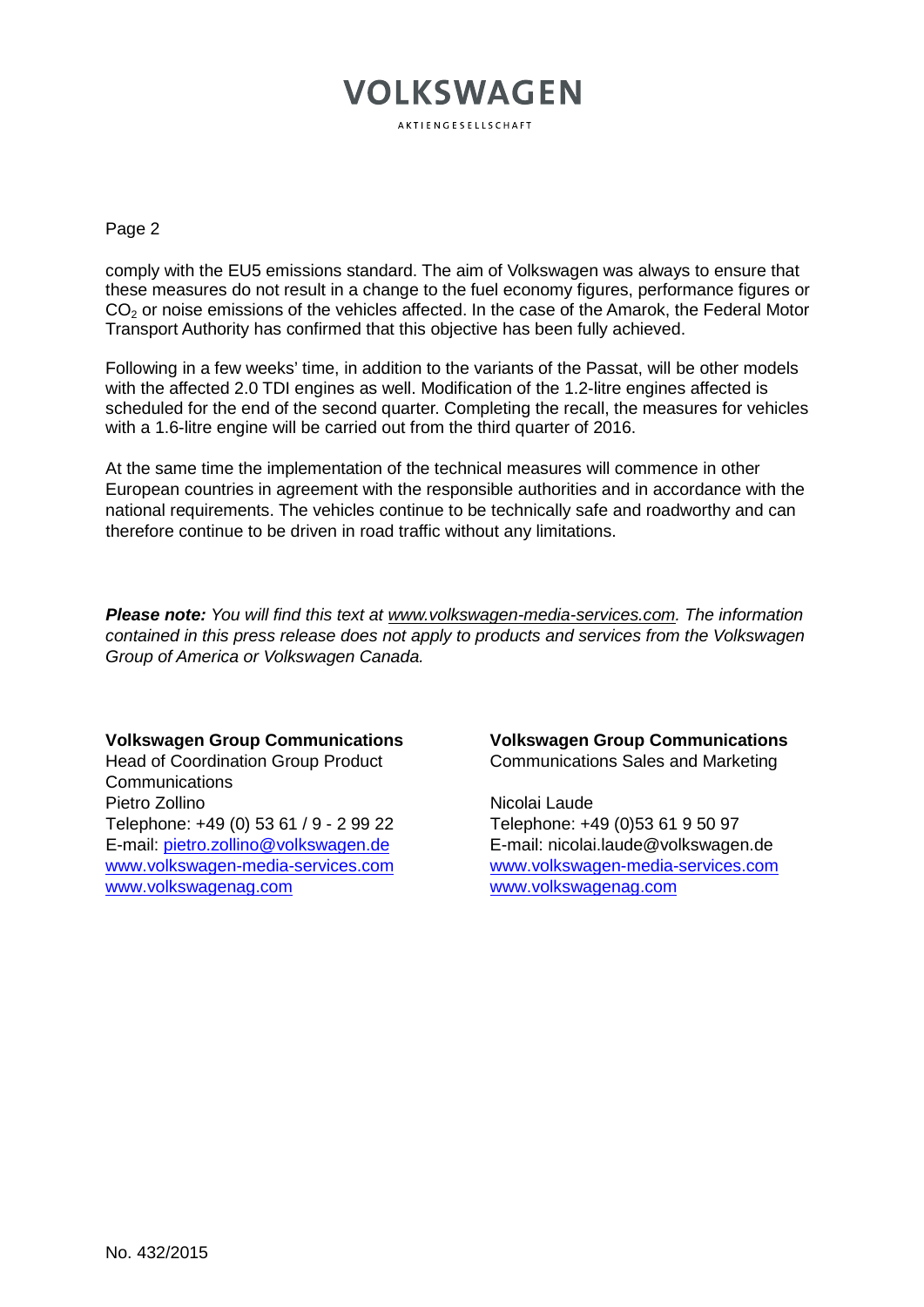comply with the EU5 emissions standard. The aim of Volkswagen was always to ensure that these measures do not result in a change to the fuel economy figures, performance figures or $CO_2$ or noise emissions of the vehicles affected. In the case of the Amarok, the Federal Motor Transport Authority has confirmed that this objective has been fully achieved.

Following in a few weeks' time, in addition to the variants of the Passat, will be other models with the affected 2.0 TDI engines as well. Modification of the 1.2-litre engines affected is scheduled for the end of the second quarter. Completing the recall, the measures for vehicles with a 1.6-litre engine will be carried out from the third quarter of 2016.

At the same time the implementation of the technical measures will commence in other European countries in agreement with the responsible authorities and in accordance with the national requirements. The vehicles continue to be technically safe and roadworthy and can therefore continue to be driven in road traffic without any limitations.

***Please note:*** *You will find this text at www.volkswagen-media-services.com. The information contained in this press release does not apply to products and services from the Volkswagen Group of America or Volkswagen Canada.*

**Volkswagen Group Communications**
Head of Coordination Group Product Communications
Pietro Zollino
Telephone: +49 (0) 53 61 / 9 - 2 99 22
E-mail: pietro.zollino@volkswagen.de
www.volkswagen-media-services.com
www.volkswagenag.com

**Volkswagen Group Communications**
Communications Sales and Marketing

Nicolai Laude
Telephone: +49 (0)53 61 9 50 97
E-mail: nicolai.laude@volkswagen.de
www.volkswagen-media-services.com
www.volkswagenag.com

No. 432/2015